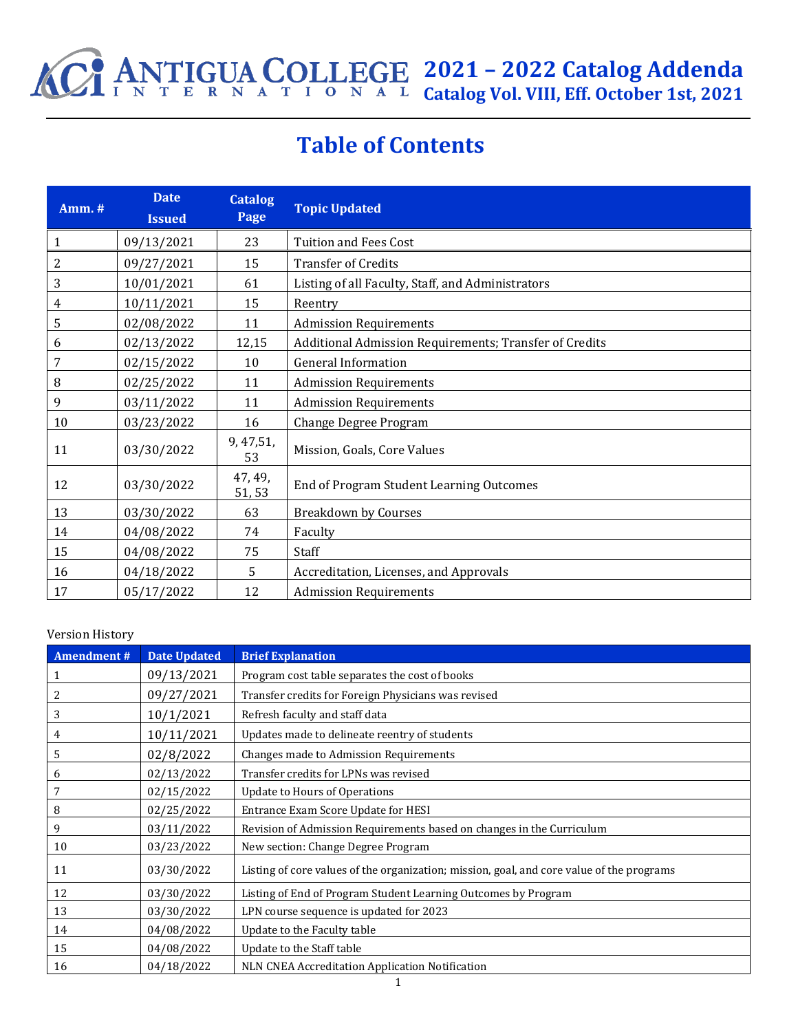# Antigua College International

**2021 – 2022 Catalog Addenda**
**Catalog Vol. VIII, Eff. October 1st, 2021**

## Table of Contents

| Amm. # | Date Issued | Catalog Page | Topic Updated |
|---|---|---|---|
| 1 | 09/13/2021 | 23 | Tuition and Fees Cost |
| 2 | 09/27/2021 | 15 | Transfer of Credits |
| 3 | 10/01/2021 | 61 | Listing of all Faculty, Staff, and Administrators |
| 4 | 10/11/2021 | 15 | Reentry |
| 5 | 02/08/2022 | 11 | Admission Requirements |
| 6 | 02/13/2022 | 12,15 | Additional Admission Requirements; Transfer of Credits |
| 7 | 02/15/2022 | 10 | General Information |
| 8 | 02/25/2022 | 11 | Admission Requirements |
| 9 | 03/11/2022 | 11 | Admission Requirements |
| 10 | 03/23/2022 | 16 | Change Degree Program |
| 11 | 03/30/2022 | 9, 47,51, 53 | Mission, Goals, Core Values |
| 12 | 03/30/2022 | 47, 49, 51, 53 | End of Program Student Learning Outcomes |
| 13 | 03/30/2022 | 63 | Breakdown by Courses |
| 14 | 04/08/2022 | 74 | Faculty |
| 15 | 04/08/2022 | 75 | Staff |
| 16 | 04/18/2022 | 5 | Accreditation, Licenses, and Approvals |
| 17 | 05/17/2022 | 12 | Admission Requirements |

Version History

| Amendment # | Date Updated | Brief Explanation |
|---|---|---|
| 1 | 09/13/2021 | Program cost table separates the cost of books |
| 2 | 09/27/2021 | Transfer credits for Foreign Physicians was revised |
| 3 | 10/1/2021 | Refresh faculty and staff data |
| 4 | 10/11/2021 | Updates made to delineate reentry of students |
| 5 | 02/8/2022 | Changes made to Admission Requirements |
| 6 | 02/13/2022 | Transfer credits for LPNs was revised |
| 7 | 02/15/2022 | Update to Hours of Operations |
| 8 | 02/25/2022 | Entrance Exam Score Update for HESI |
| 9 | 03/11/2022 | Revision of Admission Requirements based on changes in the Curriculum |
| 10 | 03/23/2022 | New section: Change Degree Program |
| 11 | 03/30/2022 | Listing of core values of the organization; mission, goal, and core value of the programs |
| 12 | 03/30/2022 | Listing of End of Program Student Learning Outcomes by Program |
| 13 | 03/30/2022 | LPN course sequence is updated for 2023 |
| 14 | 04/08/2022 | Update to the Faculty table |
| 15 | 04/08/2022 | Update to the Staff table |
| 16 | 04/18/2022 | NLN CNEA Accreditation Application Notification |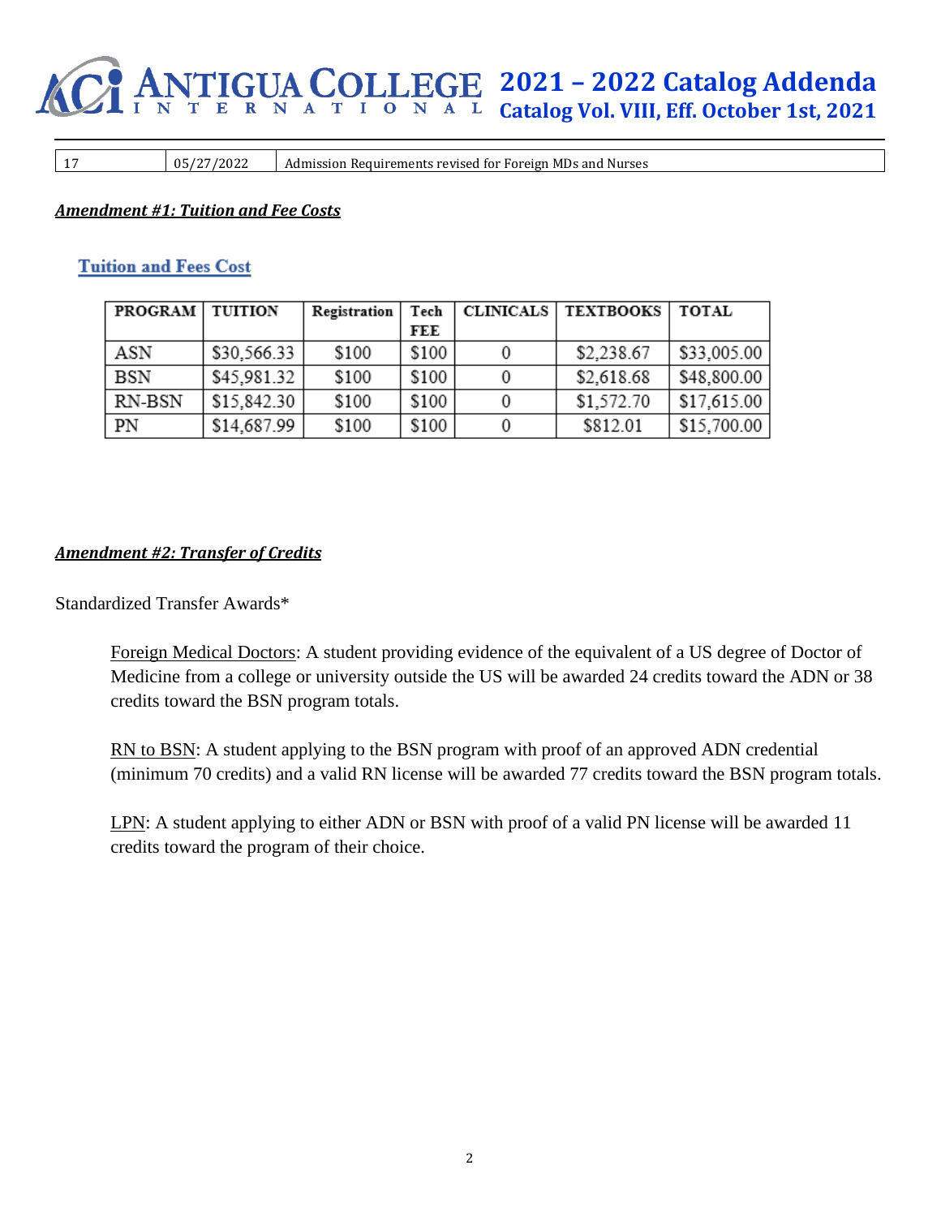| 17 | 05/27/2022 | Admission Requirements revised for Foreign MDs and Nurses |
|---|---|---|

***Amendment #1: Tuition and Fee Costs***

## Tuition and Fees Cost

| PROGRAM | TUITION | Registration | Tech FEE | CLINICALS | TEXTBOOKS | TOTAL |
|---|---|---|---|---|---|---|
| ASN | $30,566.33 | $100 | $100 | 0 | $2,238.67 | $33,005.00 |
| BSN | $45,981.32 | $100 | $100 | 0 | $2,618.68 | $48,800.00 |
| RN-BSN | $15,842.30 | $100 | $100 | 0 | $1,572.70 | $17,615.00 |
| PN | $14,687.99 | $100 | $100 | 0 | $812.01 | $15,700.00 |

***Amendment #2: Transfer of Credits***

Standardized Transfer Awards*

Foreign Medical Doctors: A student providing evidence of the equivalent of a US degree of Doctor of Medicine from a college or university outside the US will be awarded 24 credits toward the ADN or 38 credits toward the BSN program totals.

RN to BSN: A student applying to the BSN program with proof of an approved ADN credential (minimum 70 credits) and a valid RN license will be awarded 77 credits toward the BSN program totals.

LPN: A student applying to either ADN or BSN with proof of a valid PN license will be awarded 11 credits toward the program of their choice.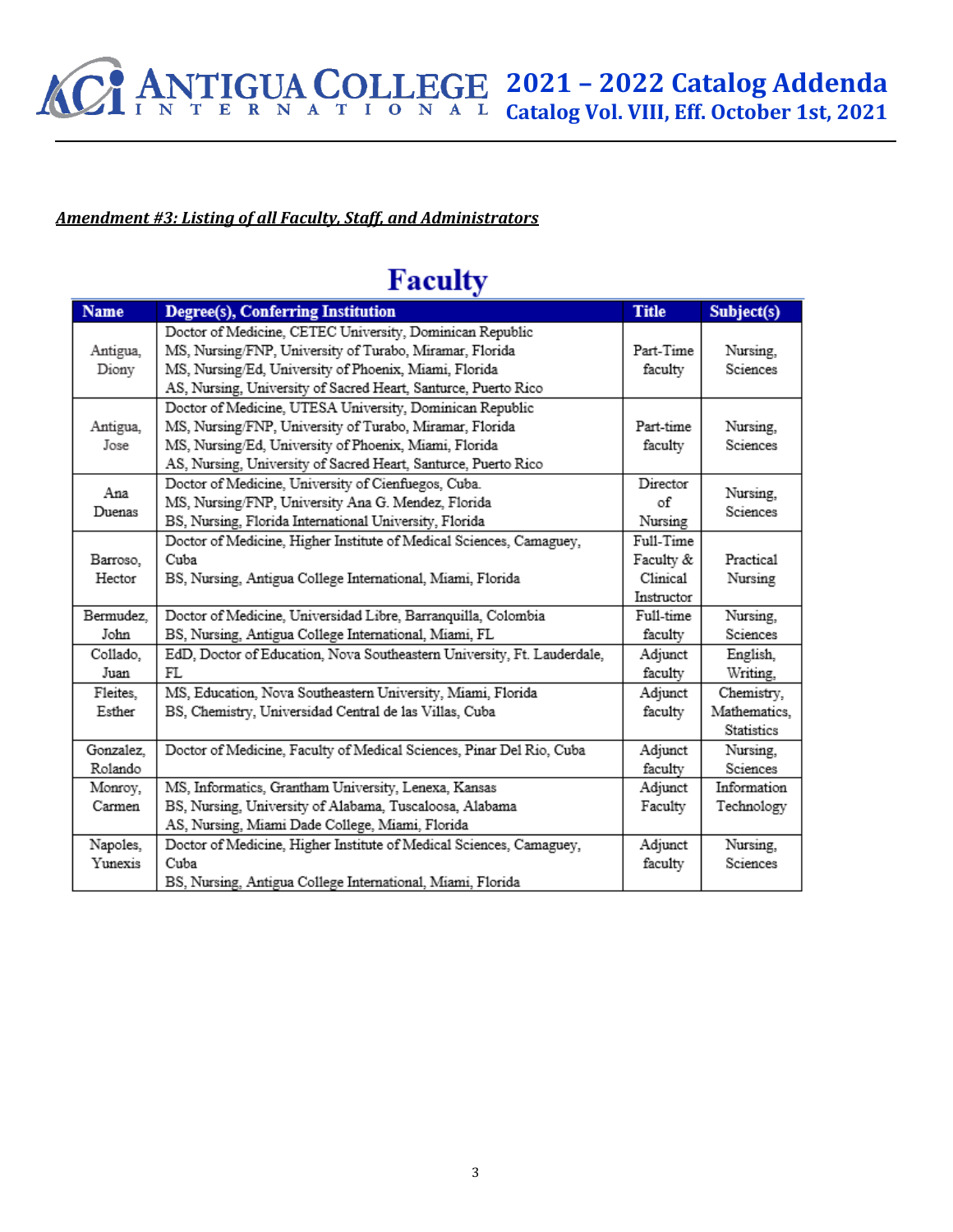***Amendment #3: Listing of all Faculty, Staff, and Administrators***

# Faculty

| Name | Degree(s), Conferring Institution | Title | Subject(s) |
|---|---|---|---|
| Antigua, Diony | Doctor of Medicine, CETEC University, Dominican Republic<br>MS, Nursing/FNP, University of Turabo, Miramar, Florida<br>MS, Nursing/Ed, University of Phoenix, Miami, Florida<br>AS, Nursing, University of Sacred Heart, Santurce, Puerto Rico | Part-Time faculty | Nursing, Sciences |
| Antigua, Jose | Doctor of Medicine, UTESA University, Dominican Republic<br>MS, Nursing/FNP, University of Turabo, Miramar, Florida<br>MS, Nursing/Ed, University of Phoenix, Miami, Florida<br>AS, Nursing, University of Sacred Heart, Santurce, Puerto Rico | Part-time faculty | Nursing, Sciences |
| Ana Duenas | Doctor of Medicine, University of Cienfuegos, Cuba.<br>MS, Nursing/FNP, University Ana G. Mendez, Florida<br>BS, Nursing, Florida International University, Florida | Director of Nursing | Nursing, Sciences |
| Barroso, Hector | Doctor of Medicine, Higher Institute of Medical Sciences, Camaguey, Cuba<br>BS, Nursing, Antigua College International, Miami, Florida | Full-Time Faculty & Clinical Instructor | Practical Nursing |
| Bermudez, John | Doctor of Medicine, Universidad Libre, Barranquilla, Colombia<br>BS, Nursing, Antigua College International, Miami, FL | Full-time faculty | Nursing, Sciences |
| Collado, Juan | EdD, Doctor of Education, Nova Southeastern University, Ft. Lauderdale, FL | Adjunct faculty | English, Writing, |
| Fleites, Esther | MS, Education, Nova Southeastern University, Miami, Florida<br>BS, Chemistry, Universidad Central de las Villas, Cuba | Adjunct faculty | Chemistry, Mathematics, Statistics |
| Gonzalez, Rolando | Doctor of Medicine, Faculty of Medical Sciences, Pinar Del Rio, Cuba | Adjunct faculty | Nursing, Sciences |
| Monroy, Carmen | MS, Informatics, Grantham University, Lenexa, Kansas<br>BS, Nursing, University of Alabama, Tuscaloosa, Alabama<br>AS, Nursing, Miami Dade College, Miami, Florida | Adjunct Faculty | Information Technology |
| Napoles, Yunexis | Doctor of Medicine, Higher Institute of Medical Sciences, Camaguey, Cuba<br>BS, Nursing, Antigua College International, Miami, Florida | Adjunct faculty | Nursing, Sciences |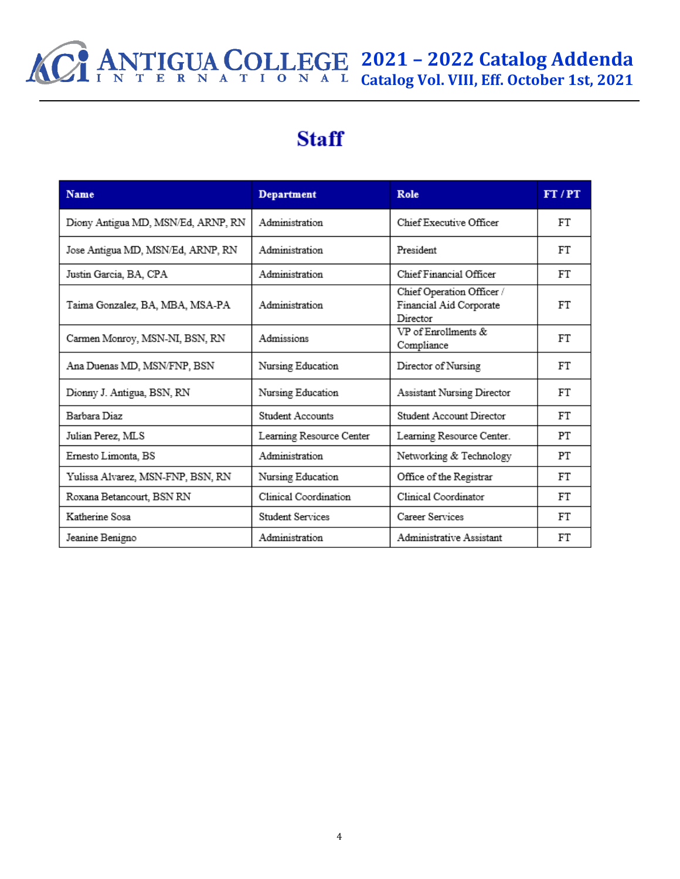# Staff

| Name | Department | Role | FT / PT |
|---|---|---|---|
| Diony Antigua MD, MSN/Ed, ARNP, RN | Administration | Chief Executive Officer | FT |
| Jose Antigua MD, MSN/Ed, ARNP, RN | Administration | President | FT |
| Justin Garcia, BA, CPA | Administration | Chief Financial Officer | FT |
| Taima Gonzalez, BA, MBA, MSA-PA | Administration | Chief Operation Officer / Financial Aid Corporate Director | FT |
| Carmen Monroy, MSN-NI, BSN, RN | Admissions | VP of Enrollments & Compliance | FT |
| Ana Duenas MD, MSN/FNP, BSN | Nursing Education | Director of Nursing | FT |
| Dionny J. Antigua, BSN, RN | Nursing Education | Assistant Nursing Director | FT |
| Barbara Diaz | Student Accounts | Student Account Director | FT |
| Julian Perez, MLS | Learning Resource Center | Learning Resource Center. | PT |
| Ernesto Limonta, BS | Administration | Networking & Technology | PT |
| Yulissa Alvarez, MSN-FNP, BSN, RN | Nursing Education | Office of the Registrar | FT |
| Roxana Betancourt, BSN RN | Clinical Coordination | Clinical Coordinator | FT |
| Katherine Sosa | Student Services | Career Services | FT |
| Jeanine Benigno | Administration | Administrative Assistant | FT |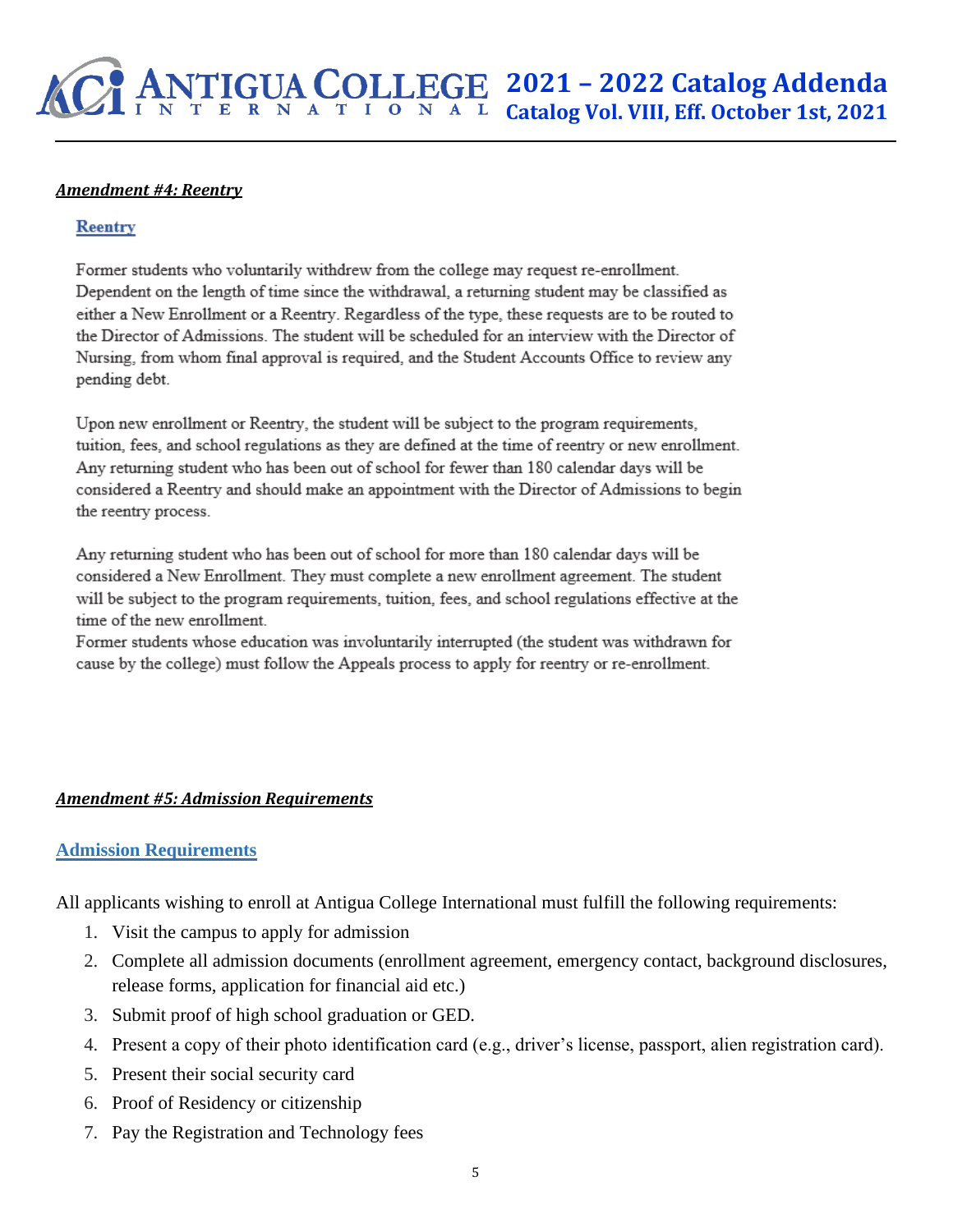***Amendment #4: Reentry***

### Reentry

Former students who voluntarily withdrew from the college may request re-enrollment. Dependent on the length of time since the withdrawal, a returning student may be classified as either a New Enrollment or a Reentry. Regardless of the type, these requests are to be routed to the Director of Admissions. The student will be scheduled for an interview with the Director of Nursing, from whom final approval is required, and the Student Accounts Office to review any pending debt.

Upon new enrollment or Reentry, the student will be subject to the program requirements, tuition, fees, and school regulations as they are defined at the time of reentry or new enrollment. Any returning student who has been out of school for fewer than 180 calendar days will be considered a Reentry and should make an appointment with the Director of Admissions to begin the reentry process.

Any returning student who has been out of school for more than 180 calendar days will be considered a New Enrollment. They must complete a new enrollment agreement. The student will be subject to the program requirements, tuition, fees, and school regulations effective at the time of the new enrollment.
Former students whose education was involuntarily interrupted (the student was withdrawn for cause by the college) must follow the Appeals process to apply for reentry or re-enrollment.

***Amendment #5: Admission Requirements***

### Admission Requirements

All applicants wishing to enroll at Antigua College International must fulfill the following requirements:

1. Visit the campus to apply for admission
2. Complete all admission documents (enrollment agreement, emergency contact, background disclosures, release forms, application for financial aid etc.)
3. Submit proof of high school graduation or GED.
4. Present a copy of their photo identification card (e.g., driver's license, passport, alien registration card).
5. Present their social security card
6. Proof of Residency or citizenship
7. Pay the Registration and Technology fees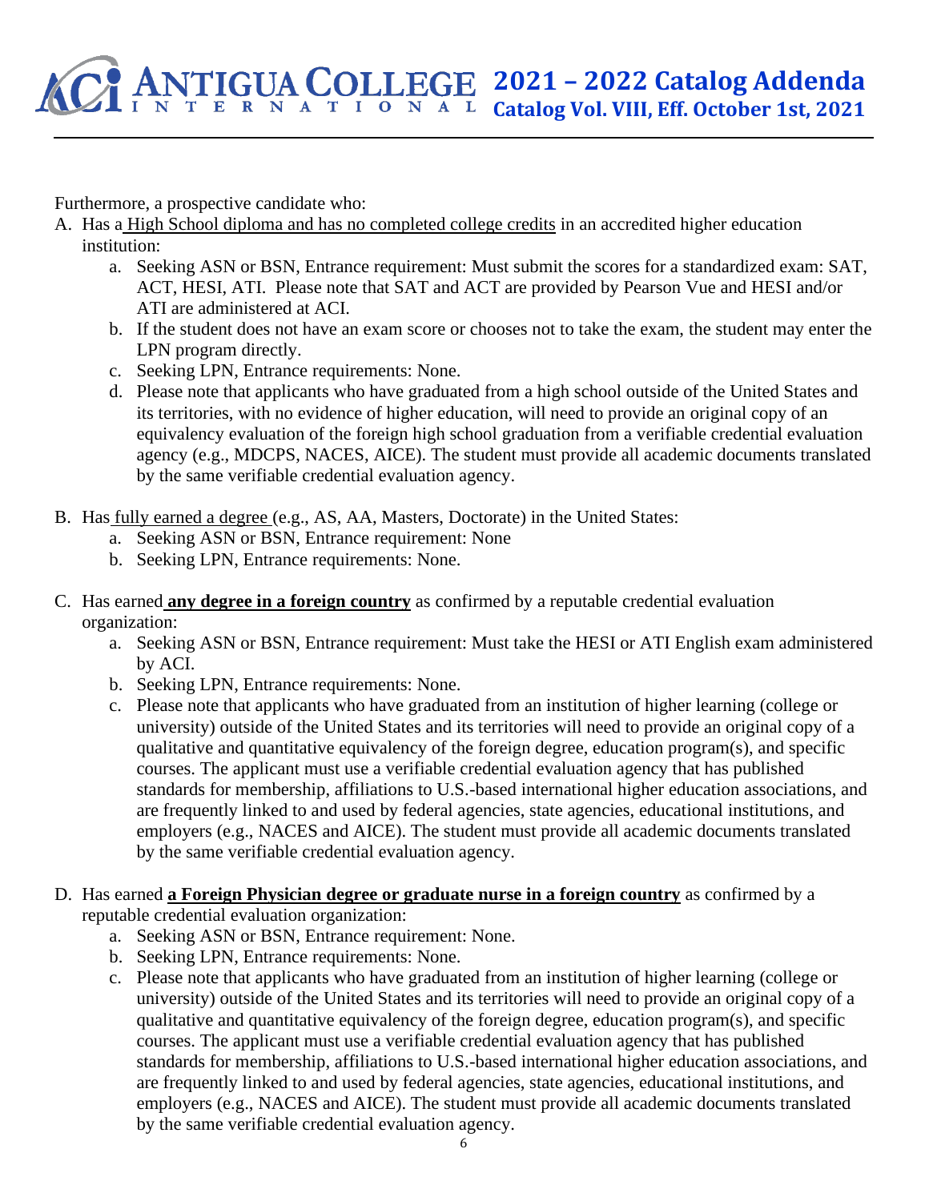Furthermore, a prospective candidate who:

A. Has a High School diploma and has no completed college credits in an accredited higher education institution:
   a. Seeking ASN or BSN, Entrance requirement: Must submit the scores for a standardized exam: SAT, ACT, HESI, ATI. Please note that SAT and ACT are provided by Pearson Vue and HESI and/or ATI are administered at ACI.
   b. If the student does not have an exam score or chooses not to take the exam, the student may enter the LPN program directly.
   c. Seeking LPN, Entrance requirements: None.
   d. Please note that applicants who have graduated from a high school outside of the United States and its territories, with no evidence of higher education, will need to provide an original copy of an equivalency evaluation of the foreign high school graduation from a verifiable credential evaluation agency (e.g., MDCPS, NACES, AICE). The student must provide all academic documents translated by the same verifiable credential evaluation agency.

B. Has fully earned a degree (e.g., AS, AA, Masters, Doctorate) in the United States:
   a. Seeking ASN or BSN, Entrance requirement: None
   b. Seeking LPN, Entrance requirements: None.

C. Has earned **any degree in a foreign country** as confirmed by a reputable credential evaluation organization:
   a. Seeking ASN or BSN, Entrance requirement: Must take the HESI or ATI English exam administered by ACI.
   b. Seeking LPN, Entrance requirements: None.
   c. Please note that applicants who have graduated from an institution of higher learning (college or university) outside of the United States and its territories will need to provide an original copy of a qualitative and quantitative equivalency of the foreign degree, education program(s), and specific courses. The applicant must use a verifiable credential evaluation agency that has published standards for membership, affiliations to U.S.-based international higher education associations, and are frequently linked to and used by federal agencies, state agencies, educational institutions, and employers (e.g., NACES and AICE). The student must provide all academic documents translated by the same verifiable credential evaluation agency.

D. Has earned **a Foreign Physician degree or graduate nurse in a foreign country** as confirmed by a reputable credential evaluation organization:
   a. Seeking ASN or BSN, Entrance requirement: None.
   b. Seeking LPN, Entrance requirements: None.
   c. Please note that applicants who have graduated from an institution of higher learning (college or university) outside of the United States and its territories will need to provide an original copy of a qualitative and quantitative equivalency of the foreign degree, education program(s), and specific courses. The applicant must use a verifiable credential evaluation agency that has published standards for membership, affiliations to U.S.-based international higher education associations, and are frequently linked to and used by federal agencies, state agencies, educational institutions, and employers (e.g., NACES and AICE). The student must provide all academic documents translated by the same verifiable credential evaluation agency.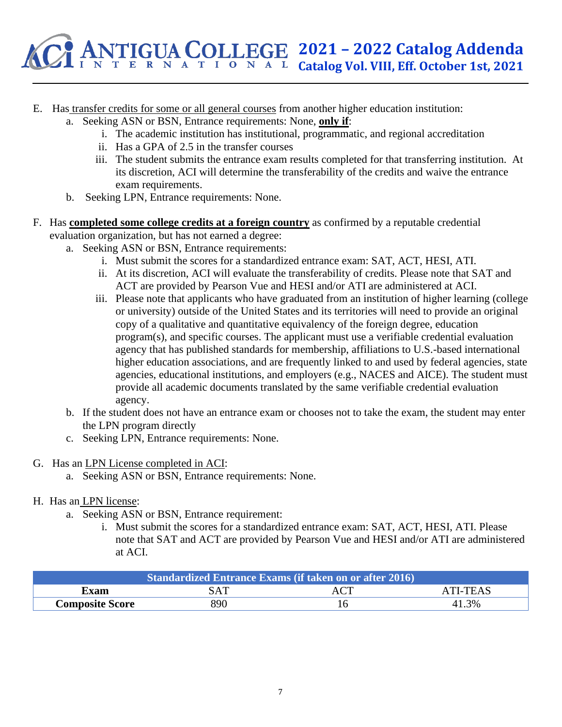E. Has transfer credits for some or all general courses from another higher education institution:
   a. Seeking ASN or BSN, Entrance requirements: None, **only if**:
      i. The academic institution has institutional, programmatic, and regional accreditation
      ii. Has a GPA of 2.5 in the transfer courses
      iii. The student submits the entrance exam results completed for that transferring institution. At its discretion, ACI will determine the transferability of the credits and waive the entrance exam requirements.
   b. Seeking LPN, Entrance requirements: None.

F. Has **completed some college credits at a foreign country** as confirmed by a reputable credential evaluation organization, but has not earned a degree:
   a. Seeking ASN or BSN, Entrance requirements:
      i. Must submit the scores for a standardized entrance exam: SAT, ACT, HESI, ATI.
      ii. At its discretion, ACI will evaluate the transferability of credits. Please note that SAT and ACT are provided by Pearson Vue and HESI and/or ATI are administered at ACI.
      iii. Please note that applicants who have graduated from an institution of higher learning (college or university) outside of the United States and its territories will need to provide an original copy of a qualitative and quantitative equivalency of the foreign degree, education program(s), and specific courses. The applicant must use a verifiable credential evaluation agency that has published standards for membership, affiliations to U.S.-based international higher education associations, and are frequently linked to and used by federal agencies, state agencies, educational institutions, and employers (e.g., NACES and AICE). The student must provide all academic documents translated by the same verifiable credential evaluation agency.
   b. If the student does not have an entrance exam or chooses not to take the exam, the student may enter the LPN program directly
   c. Seeking LPN, Entrance requirements: None.

G. Has an LPN License completed in ACI:
   a. Seeking ASN or BSN, Entrance requirements: None.

H. Has an LPN license:
   a. Seeking ASN or BSN, Entrance requirement:
      i. Must submit the scores for a standardized entrance exam: SAT, ACT, HESI, ATI. Please note that SAT and ACT are provided by Pearson Vue and HESI and/or ATI are administered at ACI.

| Standardized Entrance Exams (if taken on or after 2016) | | | |
|---|---|---|---|
| **Exam** | SAT | ACT | ATI-TEAS |
| **Composite Score** | 890 | 16 | 41.3% |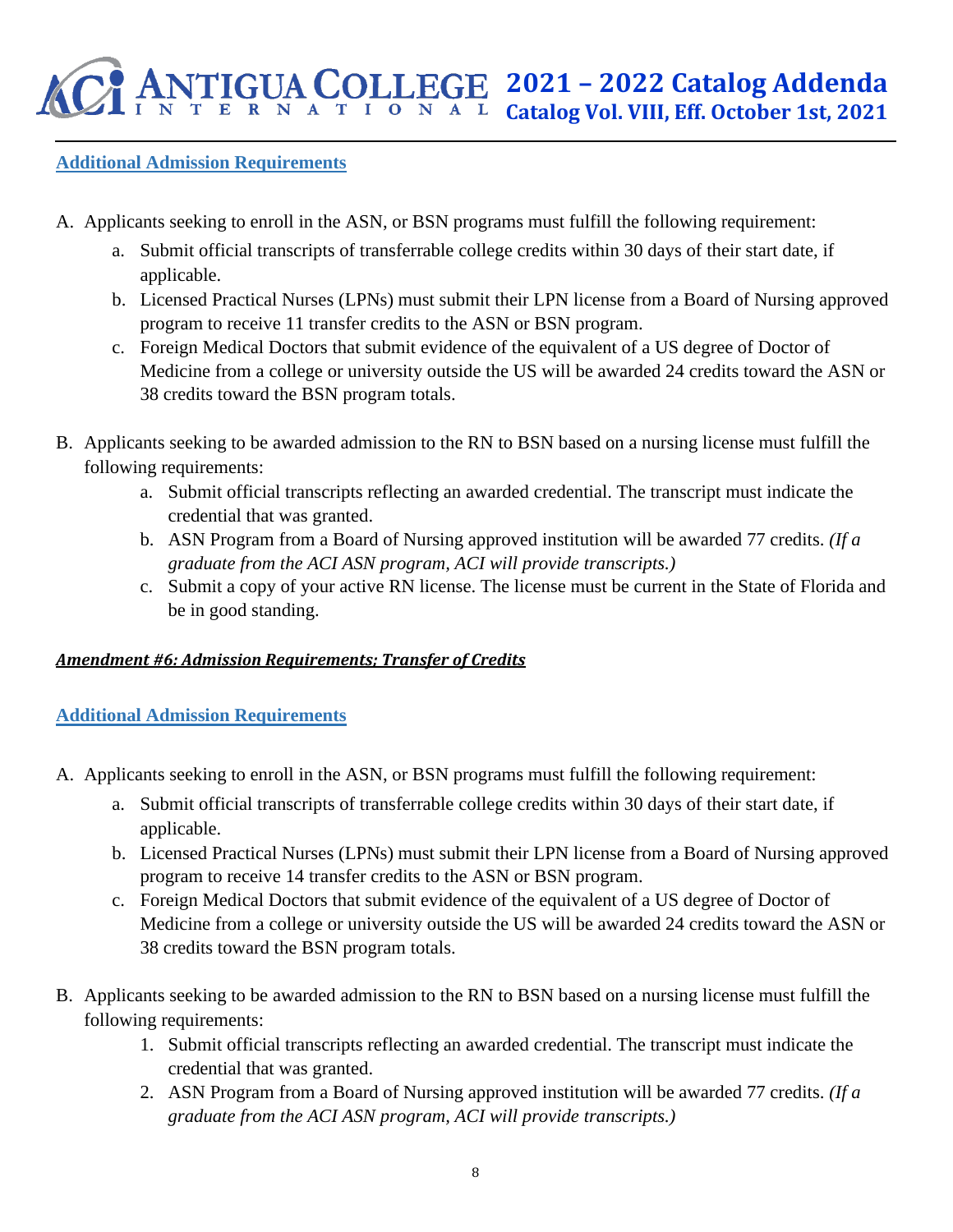## Additional Admission Requirements

A. Applicants seeking to enroll in the ASN, or BSN programs must fulfill the following requirement:
   a. Submit official transcripts of transferrable college credits within 30 days of their start date, if applicable.
   b. Licensed Practical Nurses (LPNs) must submit their LPN license from a Board of Nursing approved program to receive 11 transfer credits to the ASN or BSN program.
   c. Foreign Medical Doctors that submit evidence of the equivalent of a US degree of Doctor of Medicine from a college or university outside the US will be awarded 24 credits toward the ASN or 38 credits toward the BSN program totals.

B. Applicants seeking to be awarded admission to the RN to BSN based on a nursing license must fulfill the following requirements:
   a. Submit official transcripts reflecting an awarded credential. The transcript must indicate the credential that was granted.
   b. ASN Program from a Board of Nursing approved institution will be awarded 77 credits. *(If a graduate from the ACI ASN program, ACI will provide transcripts.)*
   c. Submit a copy of your active RN license. The license must be current in the State of Florida and be in good standing.

***Amendment #6: Admission Requirements; Transfer of Credits***

## Additional Admission Requirements

A. Applicants seeking to enroll in the ASN, or BSN programs must fulfill the following requirement:
   a. Submit official transcripts of transferrable college credits within 30 days of their start date, if applicable.
   b. Licensed Practical Nurses (LPNs) must submit their LPN license from a Board of Nursing approved program to receive 14 transfer credits to the ASN or BSN program.
   c. Foreign Medical Doctors that submit evidence of the equivalent of a US degree of Doctor of Medicine from a college or university outside the US will be awarded 24 credits toward the ASN or 38 credits toward the BSN program totals.

B. Applicants seeking to be awarded admission to the RN to BSN based on a nursing license must fulfill the following requirements:
   1. Submit official transcripts reflecting an awarded credential. The transcript must indicate the credential that was granted.
   2. ASN Program from a Board of Nursing approved institution will be awarded 77 credits. *(If a graduate from the ACI ASN program, ACI will provide transcripts.)*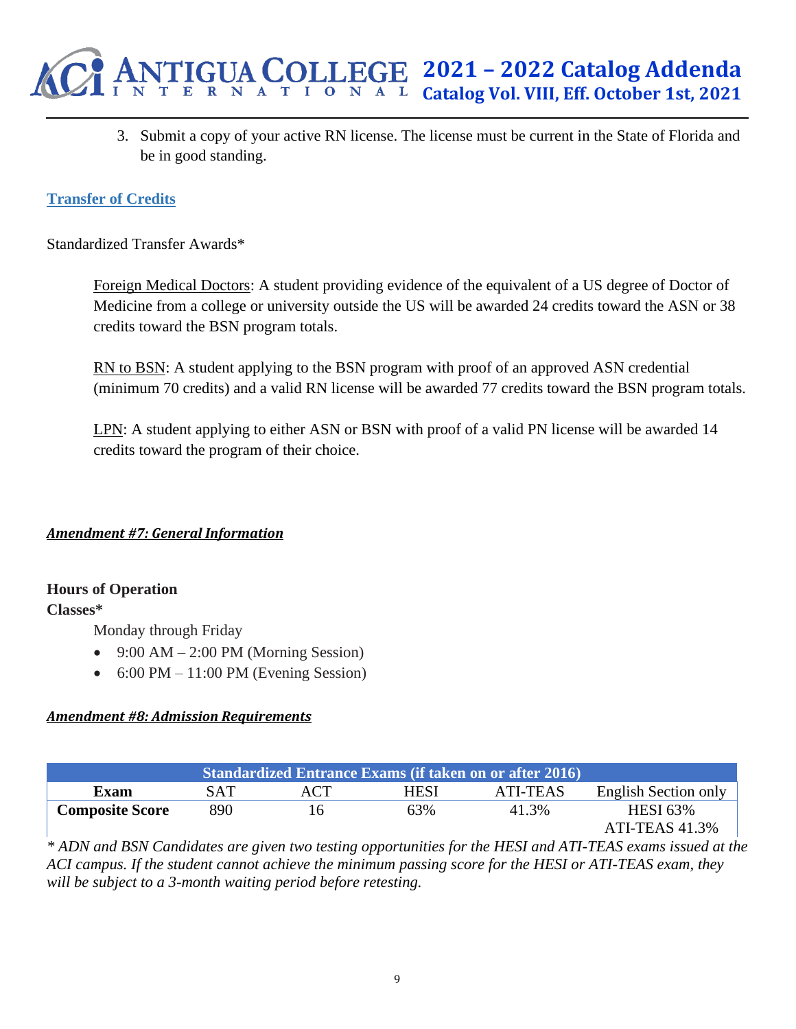3. Submit a copy of your active RN license. The license must be current in the State of Florida and be in good standing.

## Transfer of Credits

Standardized Transfer Awards*

Foreign Medical Doctors: A student providing evidence of the equivalent of a US degree of Doctor of Medicine from a college or university outside the US will be awarded 24 credits toward the ASN or 38 credits toward the BSN program totals.

RN to BSN: A student applying to the BSN program with proof of an approved ASN credential (minimum 70 credits) and a valid RN license will be awarded 77 credits toward the BSN program totals.

LPN: A student applying to either ASN or BSN with proof of a valid PN license will be awarded 14 credits toward the program of their choice.

## *Amendment #7: General Information*

**Hours of Operation**

**Classes***

Monday through Friday

- 9:00 AM – 2:00 PM (Morning Session)
- 6:00 PM – 11:00 PM (Evening Session)

## *Amendment #8: Admission Requirements*

| Standardized Entrance Exams (if taken on or after 2016) | | | | | |
|---|---|---|---|---|---|
| **Exam** | SAT | ACT | HESI | ATI-TEAS | English Section only |
| **Composite Score** | 890 | 16 | 63% | 41.3% | HESI 63%<br>ATI-TEAS 41.3% |

*\* ADN and BSN Candidates are given two testing opportunities for the HESI and ATI-TEAS exams issued at the ACI campus. If the student cannot achieve the minimum passing score for the HESI or ATI-TEAS exam, they will be subject to a 3-month waiting period before retesting.*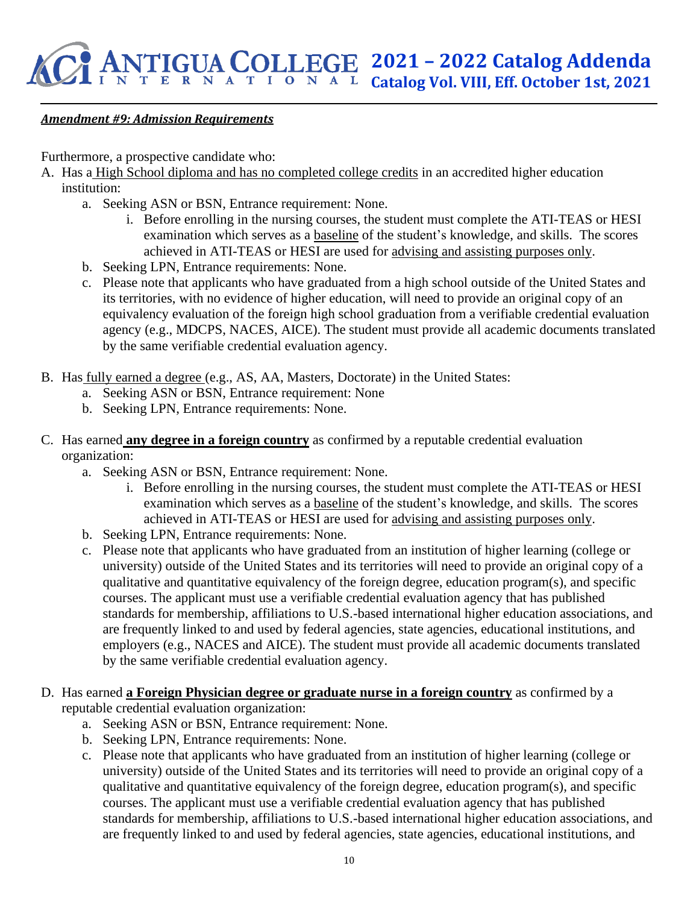***Amendment #9: Admission Requirements***

Furthermore, a prospective candidate who:

A. Has a High School diploma and has no completed college credits in an accredited higher education institution:
   a. Seeking ASN or BSN, Entrance requirement: None.
      i. Before enrolling in the nursing courses, the student must complete the ATI-TEAS or HESI examination which serves as a baseline of the student's knowledge, and skills. The scores achieved in ATI-TEAS or HESI are used for advising and assisting purposes only.
   b. Seeking LPN, Entrance requirements: None.
   c. Please note that applicants who have graduated from a high school outside of the United States and its territories, with no evidence of higher education, will need to provide an original copy of an equivalency evaluation of the foreign high school graduation from a verifiable credential evaluation agency (e.g., MDCPS, NACES, AICE). The student must provide all academic documents translated by the same verifiable credential evaluation agency.

B. Has fully earned a degree (e.g., AS, AA, Masters, Doctorate) in the United States:
   a. Seeking ASN or BSN, Entrance requirement: None
   b. Seeking LPN, Entrance requirements: None.

C. Has earned **any degree in a foreign country** as confirmed by a reputable credential evaluation organization:
   a. Seeking ASN or BSN, Entrance requirement: None.
      i. Before enrolling in the nursing courses, the student must complete the ATI-TEAS or HESI examination which serves as a baseline of the student's knowledge, and skills. The scores achieved in ATI-TEAS or HESI are used for advising and assisting purposes only.
   b. Seeking LPN, Entrance requirements: None.
   c. Please note that applicants who have graduated from an institution of higher learning (college or university) outside of the United States and its territories will need to provide an original copy of a qualitative and quantitative equivalency of the foreign degree, education program(s), and specific courses. The applicant must use a verifiable credential evaluation agency that has published standards for membership, affiliations to U.S.-based international higher education associations, and are frequently linked to and used by federal agencies, state agencies, educational institutions, and employers (e.g., NACES and AICE). The student must provide all academic documents translated by the same verifiable credential evaluation agency.

D. Has earned **a Foreign Physician degree or graduate nurse in a foreign country** as confirmed by a reputable credential evaluation organization:
   a. Seeking ASN or BSN, Entrance requirement: None.
   b. Seeking LPN, Entrance requirements: None.
   c. Please note that applicants who have graduated from an institution of higher learning (college or university) outside of the United States and its territories will need to provide an original copy of a qualitative and quantitative equivalency of the foreign degree, education program(s), and specific courses. The applicant must use a verifiable credential evaluation agency that has published standards for membership, affiliations to U.S.-based international higher education associations, and are frequently linked to and used by federal agencies, state agencies, educational institutions, and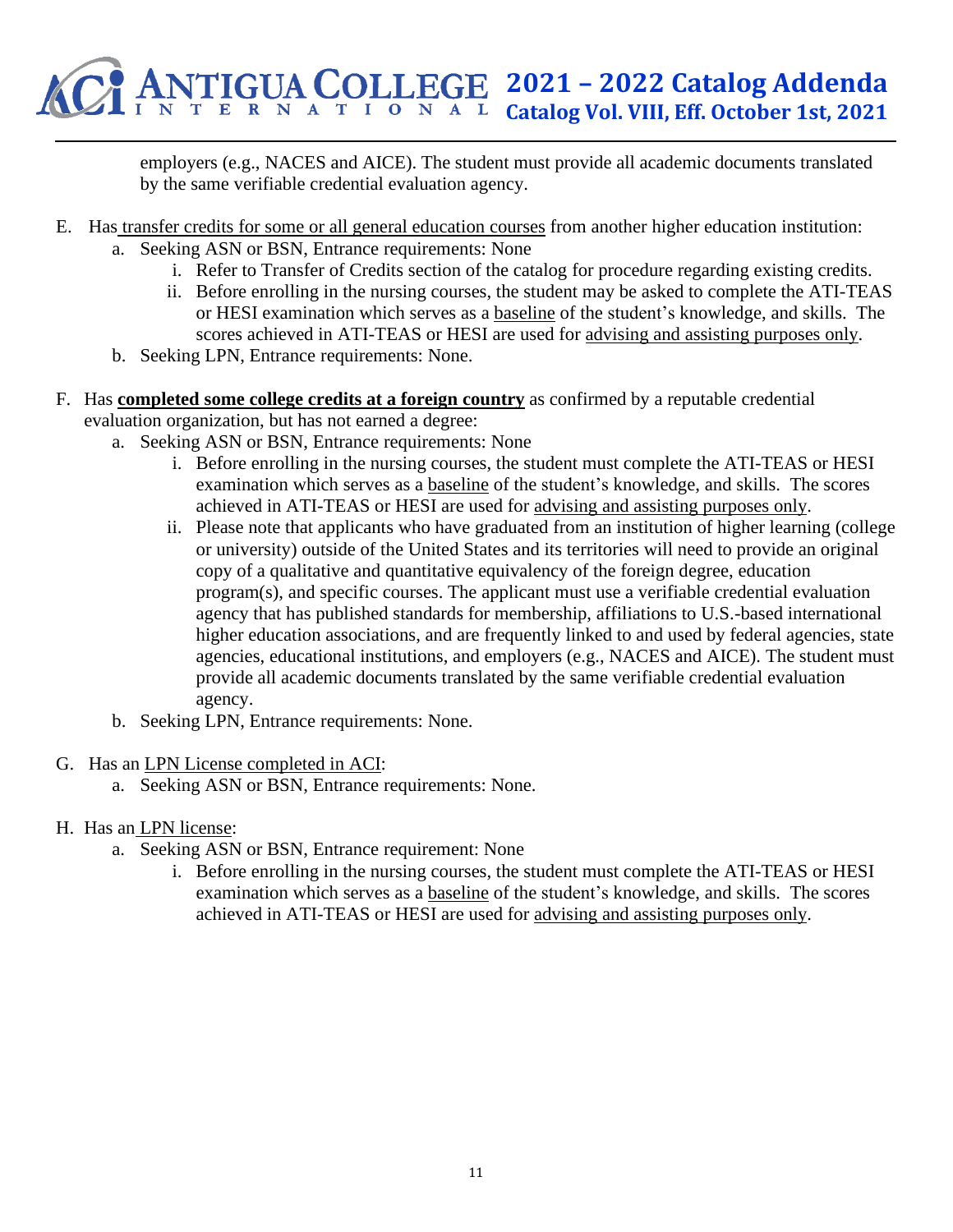employers (e.g., NACES and AICE). The student must provide all academic documents translated by the same verifiable credential evaluation agency.

E. Has transfer credits for some or all general education courses from another higher education institution:
   a. Seeking ASN or BSN, Entrance requirements: None
      i. Refer to Transfer of Credits section of the catalog for procedure regarding existing credits.
      ii. Before enrolling in the nursing courses, the student may be asked to complete the ATI-TEAS or HESI examination which serves as a baseline of the student's knowledge, and skills. The scores achieved in ATI-TEAS or HESI are used for advising and assisting purposes only.
   b. Seeking LPN, Entrance requirements: None.

F. Has **completed some college credits at a foreign country** as confirmed by a reputable credential evaluation organization, but has not earned a degree:
   a. Seeking ASN or BSN, Entrance requirements: None
      i. Before enrolling in the nursing courses, the student must complete the ATI-TEAS or HESI examination which serves as a baseline of the student's knowledge, and skills. The scores achieved in ATI-TEAS or HESI are used for advising and assisting purposes only.
      ii. Please note that applicants who have graduated from an institution of higher learning (college or university) outside of the United States and its territories will need to provide an original copy of a qualitative and quantitative equivalency of the foreign degree, education program(s), and specific courses. The applicant must use a verifiable credential evaluation agency that has published standards for membership, affiliations to U.S.-based international higher education associations, and are frequently linked to and used by federal agencies, state agencies, educational institutions, and employers (e.g., NACES and AICE). The student must provide all academic documents translated by the same verifiable credential evaluation agency.
   b. Seeking LPN, Entrance requirements: None.

G. Has an LPN License completed in ACI:
   a. Seeking ASN or BSN, Entrance requirements: None.

H. Has an LPN license:
   a. Seeking ASN or BSN, Entrance requirement: None
      i. Before enrolling in the nursing courses, the student must complete the ATI-TEAS or HESI examination which serves as a baseline of the student's knowledge, and skills. The scores achieved in ATI-TEAS or HESI are used for advising and assisting purposes only.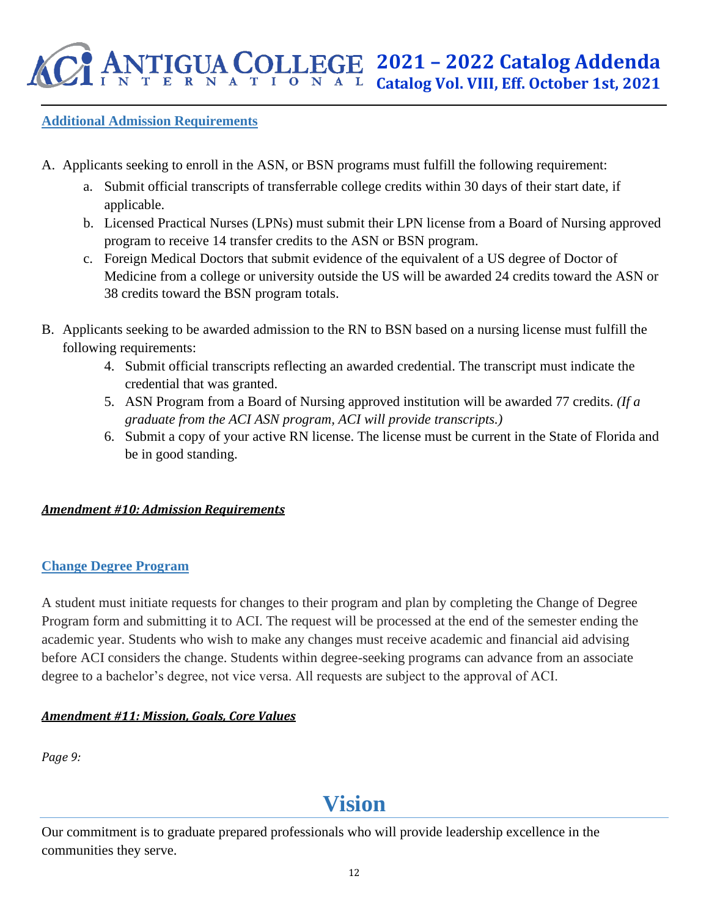## Additional Admission Requirements

A. Applicants seeking to enroll in the ASN, or BSN programs must fulfill the following requirement:
   a. Submit official transcripts of transferrable college credits within 30 days of their start date, if applicable.
   b. Licensed Practical Nurses (LPNs) must submit their LPN license from a Board of Nursing approved program to receive 14 transfer credits to the ASN or BSN program.
   c. Foreign Medical Doctors that submit evidence of the equivalent of a US degree of Doctor of Medicine from a college or university outside the US will be awarded 24 credits toward the ASN or 38 credits toward the BSN program totals.

B. Applicants seeking to be awarded admission to the RN to BSN based on a nursing license must fulfill the following requirements:
   4. Submit official transcripts reflecting an awarded credential. The transcript must indicate the credential that was granted.
   5. ASN Program from a Board of Nursing approved institution will be awarded 77 credits. *(If a graduate from the ACI ASN program, ACI will provide transcripts.)*
   6. Submit a copy of your active RN license. The license must be current in the State of Florida and be in good standing.

***Amendment #10: Admission Requirements***

## Change Degree Program

A student must initiate requests for changes to their program and plan by completing the Change of Degree Program form and submitting it to ACI. The request will be processed at the end of the semester ending the academic year. Students who wish to make any changes must receive academic and financial aid advising before ACI considers the change. Students within degree-seeking programs can advance from an associate degree to a bachelor's degree, not vice versa. All requests are subject to the approval of ACI.

***Amendment #11: Mission, Goals, Core Values***

*Page 9:*

# Vision

Our commitment is to graduate prepared professionals who will provide leadership excellence in the communities they serve.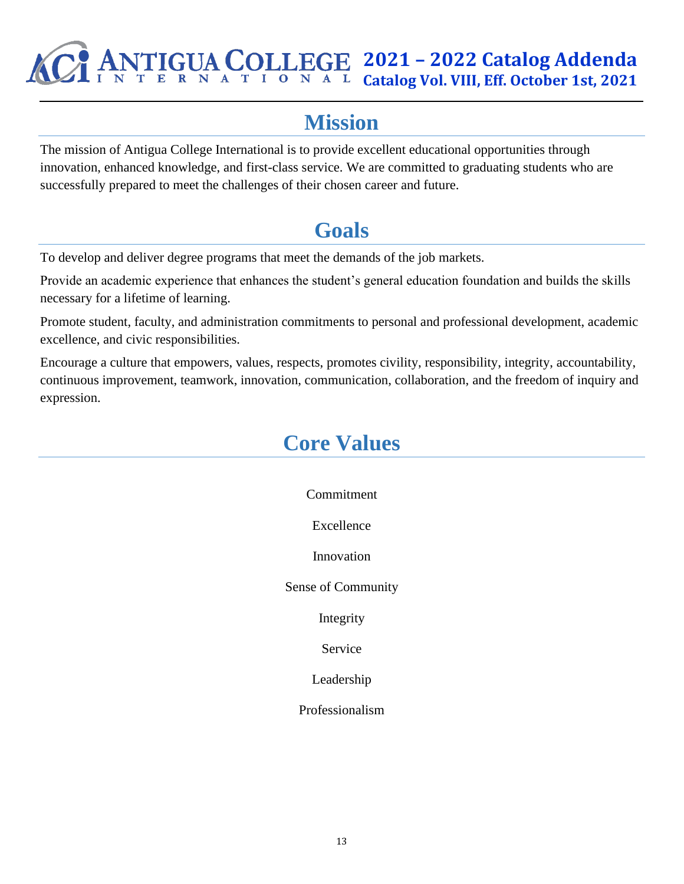# Mission

The mission of Antigua College International is to provide excellent educational opportunities through innovation, enhanced knowledge, and first-class service. We are committed to graduating students who are successfully prepared to meet the challenges of their chosen career and future.

# Goals

To develop and deliver degree programs that meet the demands of the job markets.

Provide an academic experience that enhances the student's general education foundation and builds the skills necessary for a lifetime of learning.

Promote student, faculty, and administration commitments to personal and professional development, academic excellence, and civic responsibilities.

Encourage a culture that empowers, values, respects, promotes civility, responsibility, integrity, accountability, continuous improvement, teamwork, innovation, communication, collaboration, and the freedom of inquiry and expression.

# Core Values

Commitment

Excellence

Innovation

Sense of Community

Integrity

Service

Leadership

Professionalism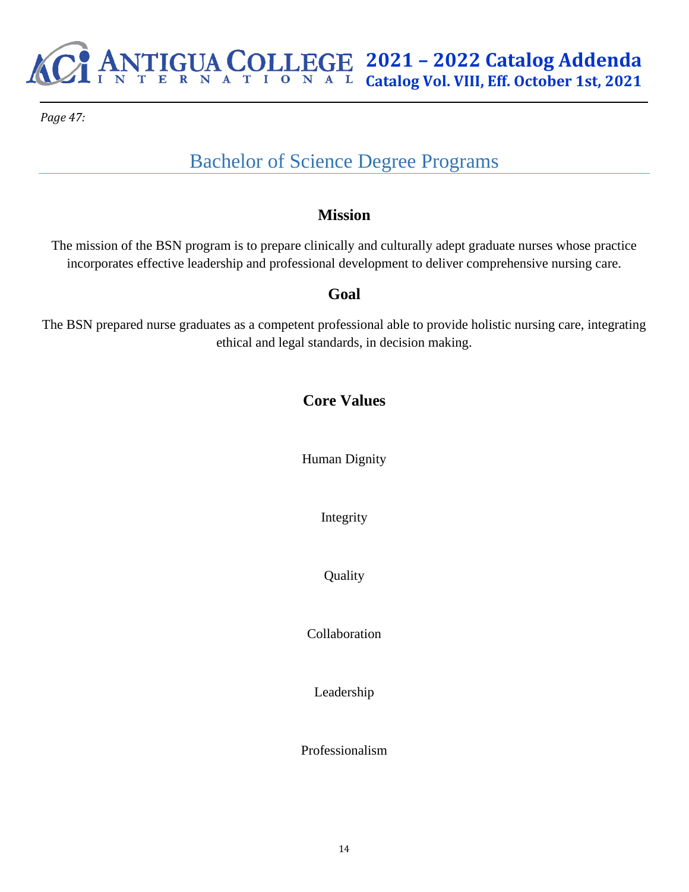*Page 47:*

# Bachelor of Science Degree Programs

## Mission

The mission of the BSN program is to prepare clinically and culturally adept graduate nurses whose practice incorporates effective leadership and professional development to deliver comprehensive nursing care.

## Goal

The BSN prepared nurse graduates as a competent professional able to provide holistic nursing care, integrating ethical and legal standards, in decision making.

## Core Values

Human Dignity

Integrity

Quality

Collaboration

Leadership

Professionalism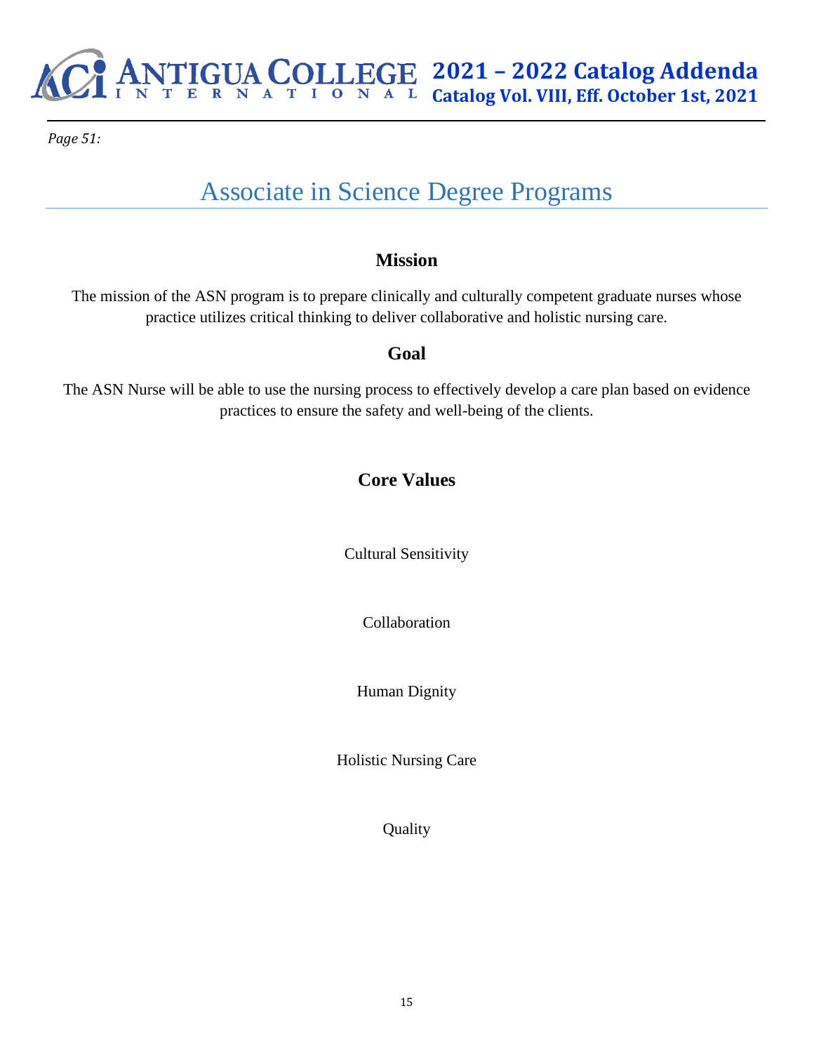*Page 51:*

# Associate in Science Degree Programs

## Mission

The mission of the ASN program is to prepare clinically and culturally competent graduate nurses whose practice utilizes critical thinking to deliver collaborative and holistic nursing care.

## Goal

The ASN Nurse will be able to use the nursing process to effectively develop a care plan based on evidence practices to ensure the safety and well-being of the clients.

## Core Values

Cultural Sensitivity

Collaboration

Human Dignity

Holistic Nursing Care

Quality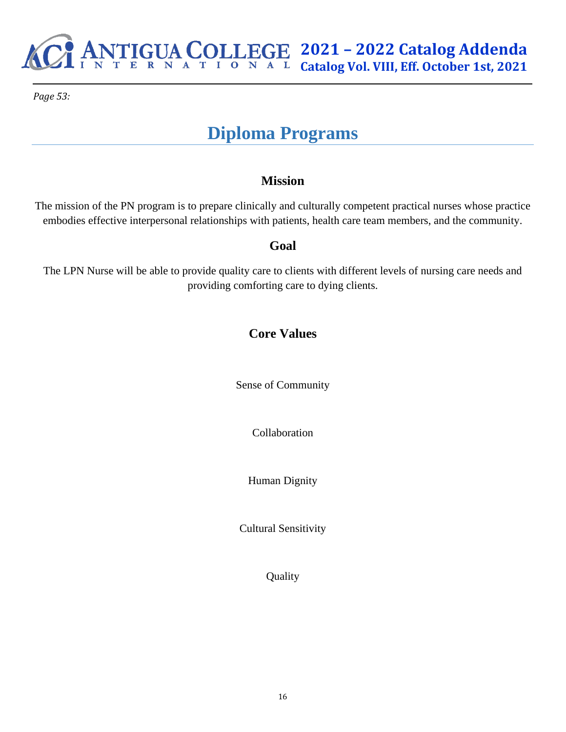*Page 53:*

# Diploma Programs

## Mission

The mission of the PN program is to prepare clinically and culturally competent practical nurses whose practice embodies effective interpersonal relationships with patients, health care team members, and the community.

## Goal

The LPN Nurse will be able to provide quality care to clients with different levels of nursing care needs and providing comforting care to dying clients.

## Core Values

Sense of Community

Collaboration

Human Dignity

Cultural Sensitivity

Quality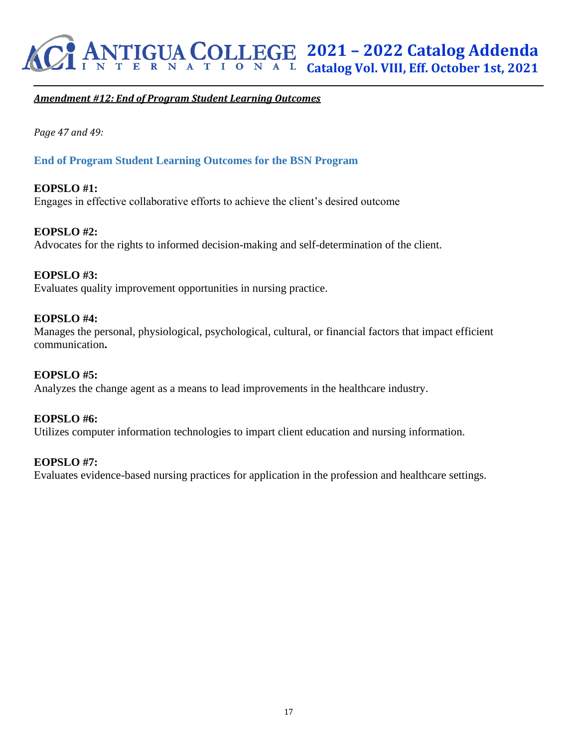***Amendment #12: End of Program Student Learning Outcomes***

*Page 47 and 49:*

## End of Program Student Learning Outcomes for the BSN Program

**EOPSLO #1:**
Engages in effective collaborative efforts to achieve the client's desired outcome

**EOPSLO #2:**
Advocates for the rights to informed decision-making and self-determination of the client.

**EOPSLO #3:**
Evaluates quality improvement opportunities in nursing practice.

**EOPSLO #4:**
Manages the personal, physiological, psychological, cultural, or financial factors that impact efficient communication**.**

**EOPSLO #5:**
Analyzes the change agent as a means to lead improvements in the healthcare industry.

**EOPSLO #6:**
Utilizes computer information technologies to impart client education and nursing information.

**EOPSLO #7:**
Evaluates evidence-based nursing practices for application in the profession and healthcare settings.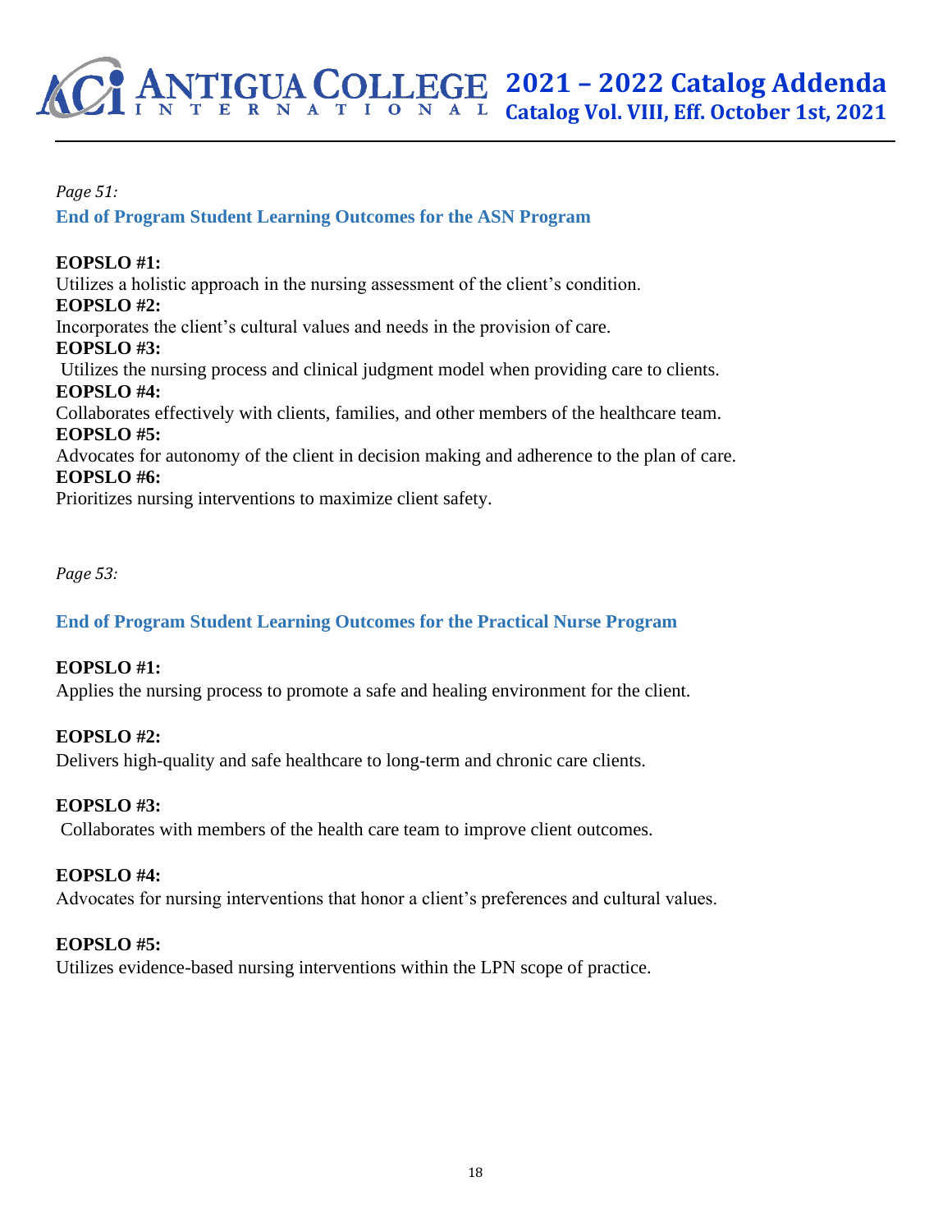*Page 51:*

## End of Program Student Learning Outcomes for the ASN Program

**EOPSLO #1:**
Utilizes a holistic approach in the nursing assessment of the client's condition.

**EOPSLO #2:**
Incorporates the client's cultural values and needs in the provision of care.

**EOPSLO #3:**
Utilizes the nursing process and clinical judgment model when providing care to clients.

**EOPSLO #4:**
Collaborates effectively with clients, families, and other members of the healthcare team.

**EOPSLO #5:**
Advocates for autonomy of the client in decision making and adherence to the plan of care.

**EOPSLO #6:**
Prioritizes nursing interventions to maximize client safety.

*Page 53:*

## End of Program Student Learning Outcomes for the Practical Nurse Program

**EOPSLO #1:**
Applies the nursing process to promote a safe and healing environment for the client.

**EOPSLO #2:**
Delivers high-quality and safe healthcare to long-term and chronic care clients.

**EOPSLO #3:**
Collaborates with members of the health care team to improve client outcomes.

**EOPSLO #4:**
Advocates for nursing interventions that honor a client's preferences and cultural values.

**EOPSLO #5:**
Utilizes evidence-based nursing interventions within the LPN scope of practice.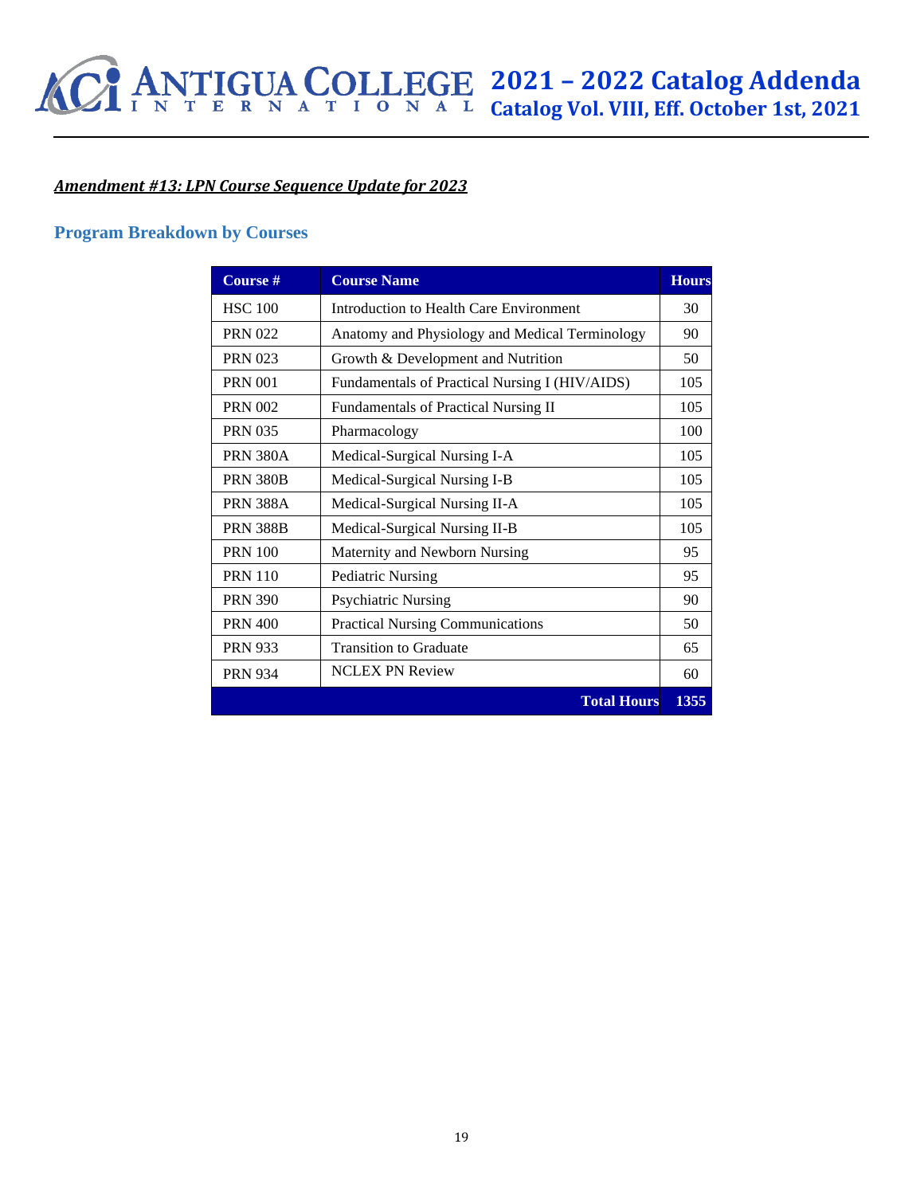***Amendment #13: LPN Course Sequence Update for 2023***

## Program Breakdown by Courses

| Course # | Course Name | Hours |
|---|---|---|
| HSC 100 | Introduction to Health Care Environment | 30 |
| PRN 022 | Anatomy and Physiology and Medical Terminology | 90 |
| PRN 023 | Growth & Development and Nutrition | 50 |
| PRN 001 | Fundamentals of Practical Nursing I (HIV/AIDS) | 105 |
| PRN 002 | Fundamentals of Practical Nursing II | 105 |
| PRN 035 | Pharmacology | 100 |
| PRN 380A | Medical-Surgical Nursing I-A | 105 |
| PRN 380B | Medical-Surgical Nursing I-B | 105 |
| PRN 388A | Medical-Surgical Nursing II-A | 105 |
| PRN 388B | Medical-Surgical Nursing II-B | 105 |
| PRN 100 | Maternity and Newborn Nursing | 95 |
| PRN 110 | Pediatric Nursing | 95 |
| PRN 390 | Psychiatric Nursing | 90 |
| PRN 400 | Practical Nursing Communications | 50 |
| PRN 933 | Transition to Graduate | 65 |
| PRN 934 | NCLEX PN Review | 60 |
| | **Total Hours** | **1355** |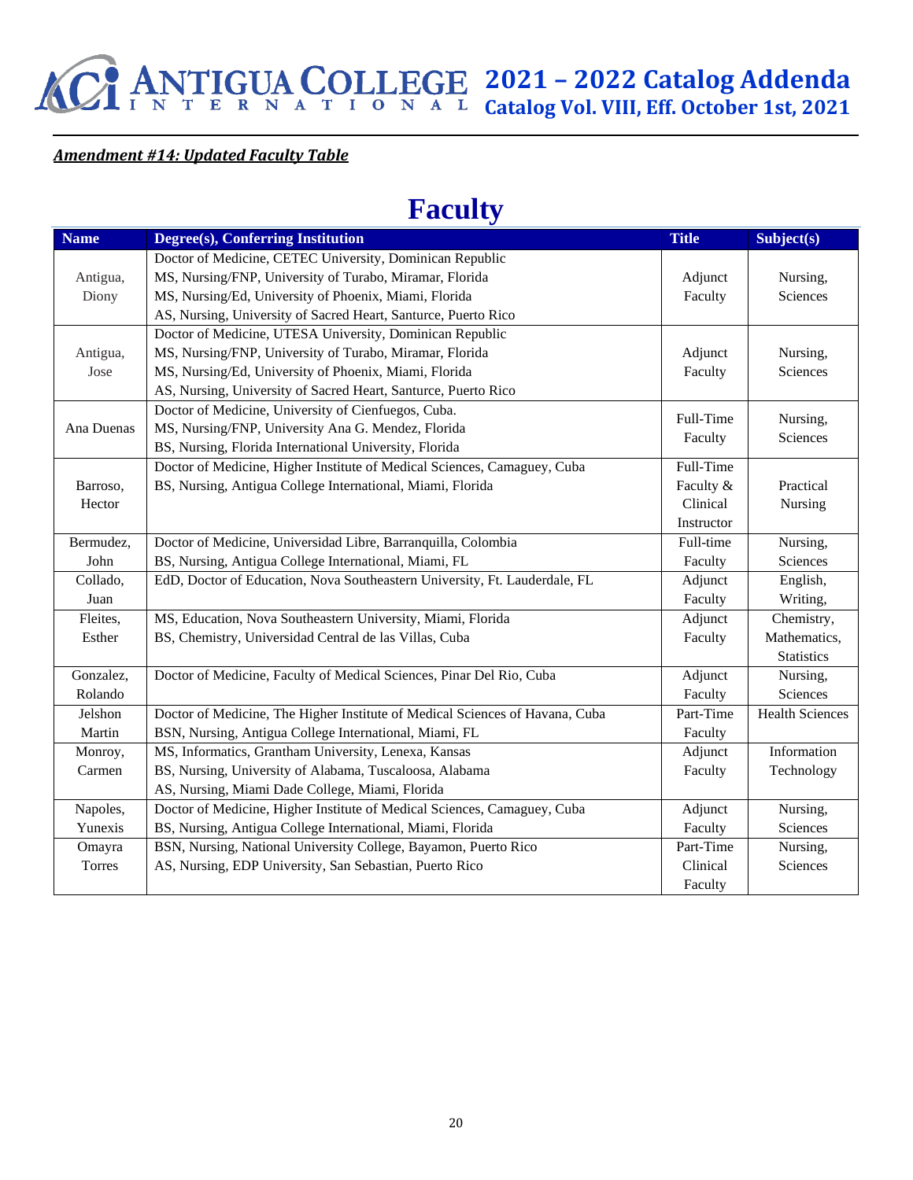***Amendment #14: Updated Faculty Table***

# Faculty

| Name | Degree(s), Conferring Institution | Title | Subject(s) |
|---|---|---|---|
| Antigua, Diony | Doctor of Medicine, CETEC University, Dominican Republic<br>MS, Nursing/FNP, University of Turabo, Miramar, Florida<br>MS, Nursing/Ed, University of Phoenix, Miami, Florida<br>AS, Nursing, University of Sacred Heart, Santurce, Puerto Rico | Adjunct Faculty | Nursing, Sciences |
| Antigua, Jose | Doctor of Medicine, UTESA University, Dominican Republic<br>MS, Nursing/FNP, University of Turabo, Miramar, Florida<br>MS, Nursing/Ed, University of Phoenix, Miami, Florida<br>AS, Nursing, University of Sacred Heart, Santurce, Puerto Rico | Adjunct Faculty | Nursing, Sciences |
| Ana Duenas | Doctor of Medicine, University of Cienfuegos, Cuba.<br>MS, Nursing/FNP, University Ana G. Mendez, Florida<br>BS, Nursing, Florida International University, Florida | Full-Time Faculty | Nursing, Sciences |
| Barroso, Hector | Doctor of Medicine, Higher Institute of Medical Sciences, Camaguey, Cuba<br>BS, Nursing, Antigua College International, Miami, Florida | Full-Time Faculty & Clinical Instructor | Practical Nursing |
| Bermudez, John | Doctor of Medicine, Universidad Libre, Barranquilla, Colombia<br>BS, Nursing, Antigua College International, Miami, FL | Full-time Faculty | Nursing, Sciences |
| Collado, Juan | EdD, Doctor of Education, Nova Southeastern University, Ft. Lauderdale, FL | Adjunct Faculty | English, Writing, |
| Fleites, Esther | MS, Education, Nova Southeastern University, Miami, Florida<br>BS, Chemistry, Universidad Central de las Villas, Cuba | Adjunct Faculty | Chemistry, Mathematics, Statistics |
| Gonzalez, Rolando | Doctor of Medicine, Faculty of Medical Sciences, Pinar Del Rio, Cuba | Adjunct Faculty | Nursing, Sciences |
| Jelshon Martin | Doctor of Medicine, The Higher Institute of Medical Sciences of Havana, Cuba<br>BSN, Nursing, Antigua College International, Miami, FL | Part-Time Faculty | Health Sciences |
| Monroy, Carmen | MS, Informatics, Grantham University, Lenexa, Kansas<br>BS, Nursing, University of Alabama, Tuscaloosa, Alabama<br>AS, Nursing, Miami Dade College, Miami, Florida | Adjunct Faculty | Information Technology |
| Napoles, Yunexis | Doctor of Medicine, Higher Institute of Medical Sciences, Camaguey, Cuba<br>BS, Nursing, Antigua College International, Miami, Florida | Adjunct Faculty | Nursing, Sciences |
| Omayra Torres | BSN, Nursing, National University College, Bayamon, Puerto Rico<br>AS, Nursing, EDP University, San Sebastian, Puerto Rico | Part-Time Clinical Faculty | Nursing, Sciences |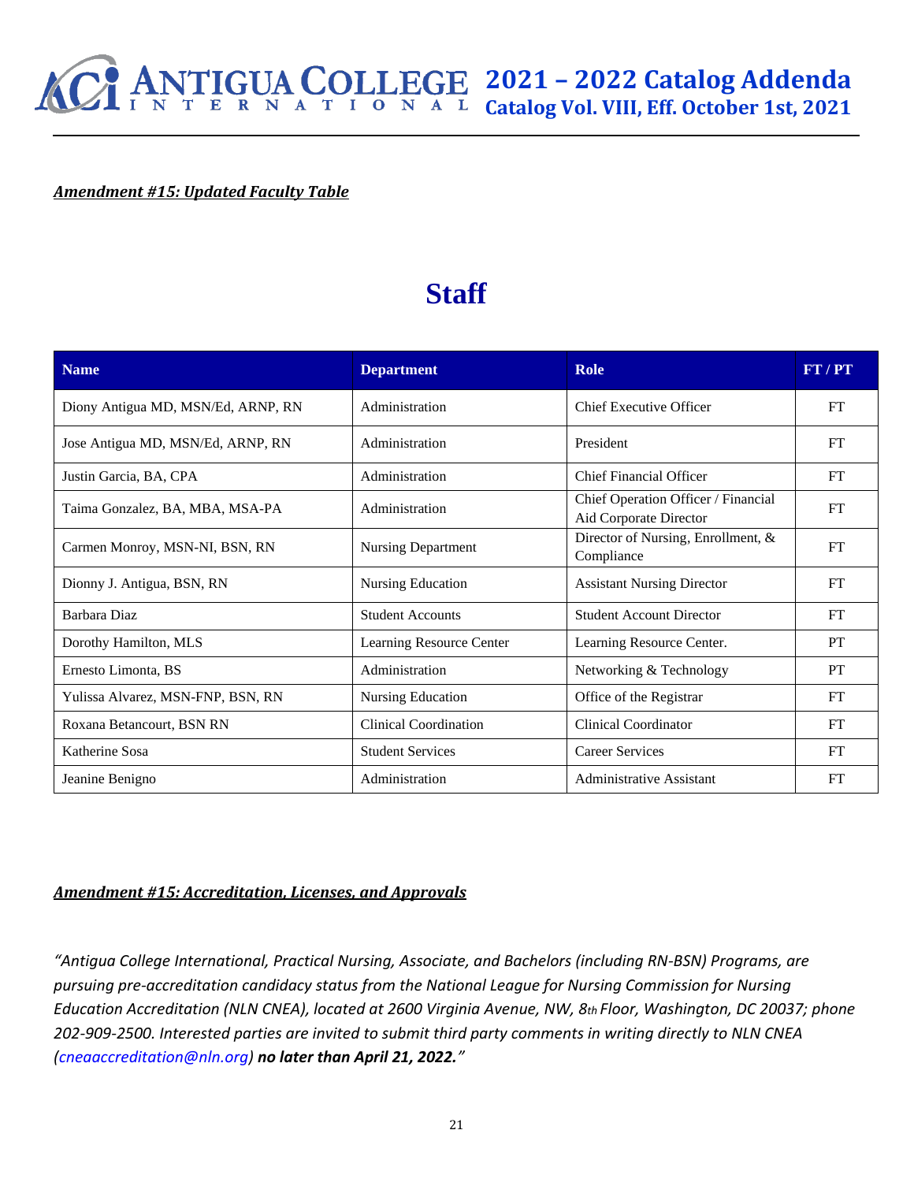***Amendment #15: Updated Faculty Table***

# Staff

| Name | Department | Role | FT / PT |
| --- | --- | --- | --- |
| Diony Antigua MD, MSN/Ed, ARNP, RN | Administration | Chief Executive Officer | FT |
| Jose Antigua MD, MSN/Ed, ARNP, RN | Administration | President | FT |
| Justin Garcia, BA, CPA | Administration | Chief Financial Officer | FT |
| Taima Gonzalez, BA, MBA, MSA-PA | Administration | Chief Operation Officer / Financial Aid Corporate Director | FT |
| Carmen Monroy, MSN-NI, BSN, RN | Nursing Department | Director of Nursing, Enrollment, & Compliance | FT |
| Dionny J. Antigua, BSN, RN | Nursing Education | Assistant Nursing Director | FT |
| Barbara Diaz | Student Accounts | Student Account Director | FT |
| Dorothy Hamilton, MLS | Learning Resource Center | Learning Resource Center. | PT |
| Ernesto Limonta, BS | Administration | Networking & Technology | PT |
| Yulissa Alvarez, MSN-FNP, BSN, RN | Nursing Education | Office of the Registrar | FT |
| Roxana Betancourt, BSN RN | Clinical Coordination | Clinical Coordinator | FT |
| Katherine Sosa | Student Services | Career Services | FT |
| Jeanine Benigno | Administration | Administrative Assistant | FT |

***Amendment #15: Accreditation, Licenses, and Approvals***

*"Antigua College International, Practical Nursing, Associate, and Bachelors (including RN-BSN) Programs, are pursuing pre-accreditation candidacy status from the National League for Nursing Commission for Nursing Education Accreditation (NLN CNEA), located at 2600 Virginia Avenue, NW, 8th Floor, Washington, DC 20037; phone 202-909-2500. Interested parties are invited to submit third party comments in writing directly to NLN CNEA (cneaaccreditation@nln.org)* ***no later than April 21, 2022.****"*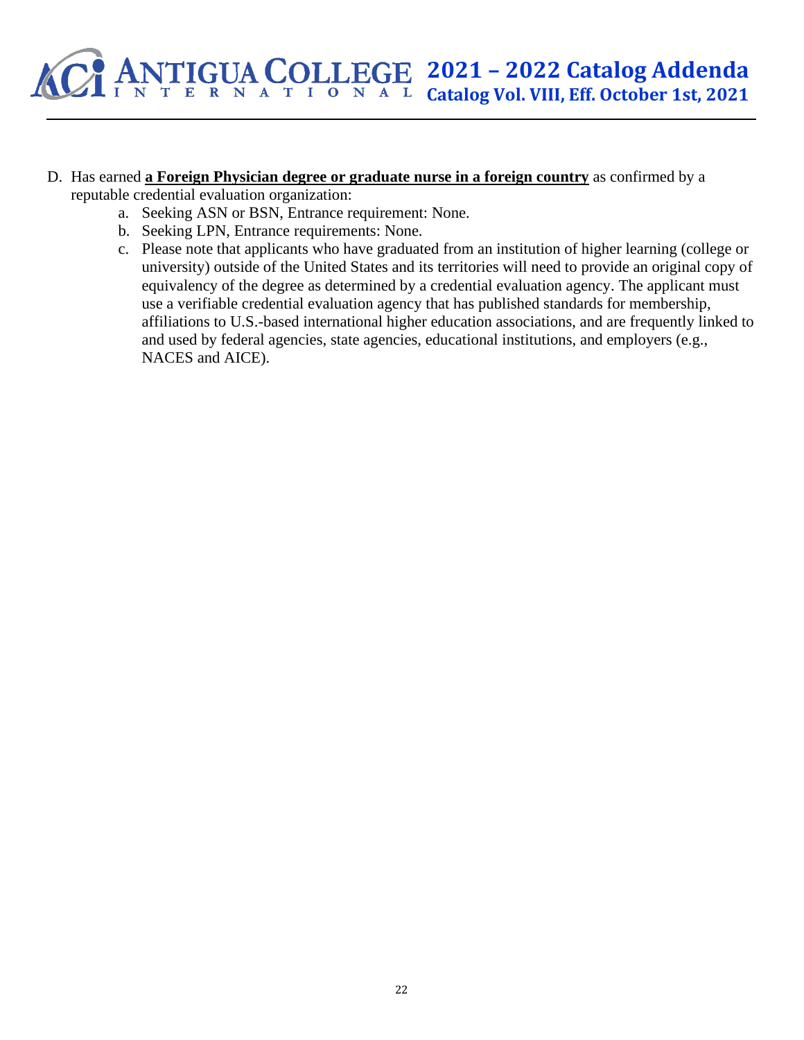D. Has earned **a Foreign Physician degree or graduate nurse in a foreign country** as confirmed by a reputable credential evaluation organization:
   a. Seeking ASN or BSN, Entrance requirement: None.
   b. Seeking LPN, Entrance requirements: None.
   c. Please note that applicants who have graduated from an institution of higher learning (college or university) outside of the United States and its territories will need to provide an original copy of equivalency of the degree as determined by a credential evaluation agency. The applicant must use a verifiable credential evaluation agency that has published standards for membership, affiliations to U.S.-based international higher education associations, and are frequently linked to and used by federal agencies, state agencies, educational institutions, and employers (e.g., NACES and AICE).